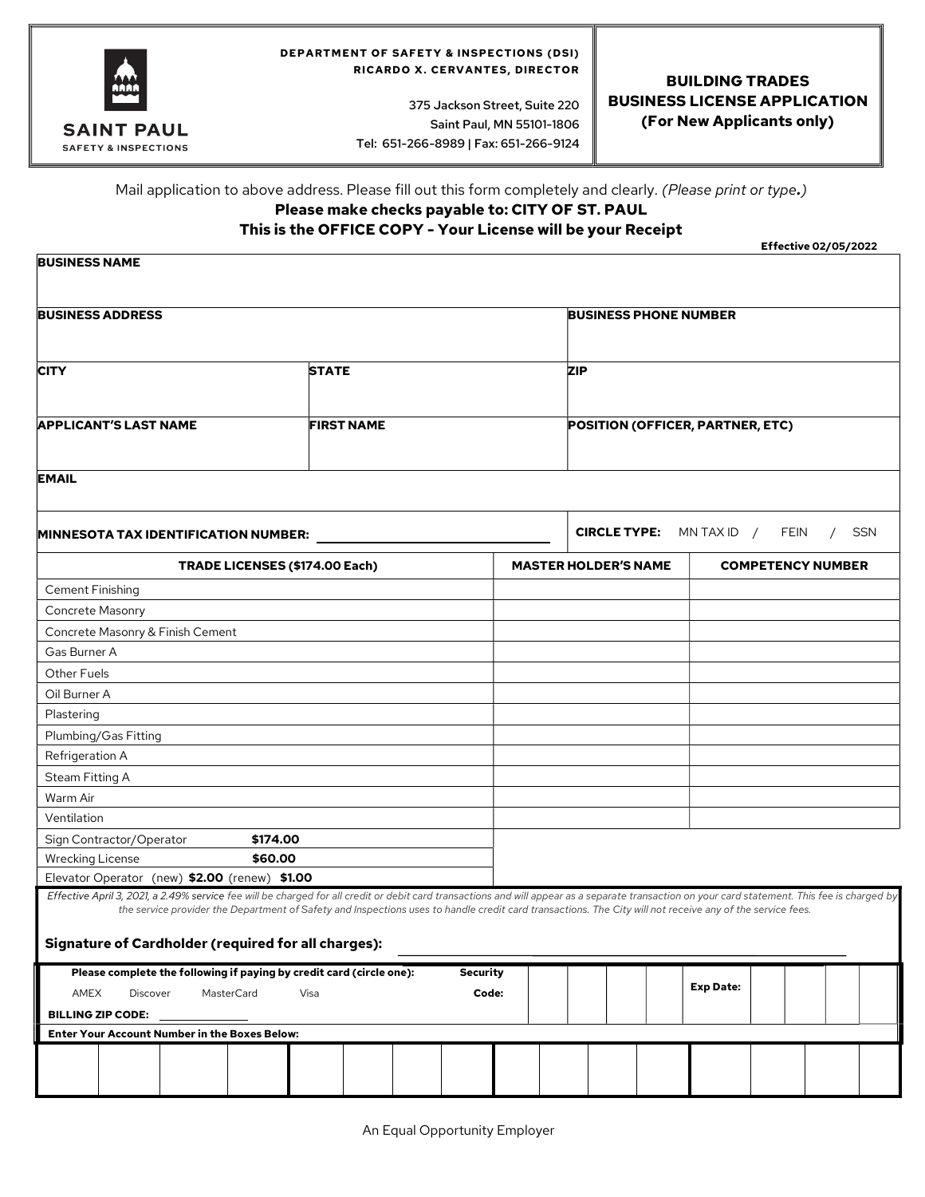**DEPARTMENT OF SAFETY & INSPECTIONS (DSI)**
**RICARDO X. CERVANTES, DIRECTOR**

375 Jackson Street, Suite 220
Saint Paul, MN 55101-1806
Tel: 651-266-8989 | Fax: 651-266-9124

SAINT PAUL
SAFETY & INSPECTIONS

# BUILDING TRADES BUSINESS LICENSE APPLICATION (For New Applicants only)

Mail application to above address. Please fill out this form completely and clearly. *(Please print or type.)*

**Please make checks payable to: CITY OF ST. PAUL**

**This is the OFFICE COPY - Your License will be your Receipt**

**Effective 02/05/2022**

| **BUSINESS NAME** | | |
|---|---|---|
| **BUSINESS ADDRESS** | | **BUSINESS PHONE NUMBER** |
| **CITY** | **STATE** | **ZIP** |
| **APPLICANT'S LAST NAME** | **FIRST NAME** | **POSITION (OFFICER, PARTNER, ETC)** |
| **EMAIL** | | |
| **MINNESOTA TAX IDENTIFICATION NUMBER:** ______ | | **CIRCLE TYPE:** MN TAX ID / FEIN / SSN |

| **TRADE LICENSES ($174.00 Each)** | **MASTER HOLDER'S NAME** | **COMPETENCY NUMBER** |
|---|---|---|
| Cement Finishing | | |
| Concrete Masonry | | |
| Concrete Masonry & Finish Cement | | |
| Gas Burner A | | |
| Other Fuels | | |
| Oil Burner A | | |
| Plastering | | |
| Plumbing/Gas Fitting | | |
| Refrigeration A | | |
| Steam Fitting A | | |
| Warm Air | | |
| Ventilation | | |
| Sign Contractor/Operator **$174.00** | | |
| Wrecking License **$60.00** | | |
| Elevator Operator (new) **$2.00** (renew) **$1.00** | | |

*Effective April 3, 2021, a 2.49% service fee will be charged for all credit or debit card transactions and will appear as a separate transaction on your card statement. This fee is charged by the service provider the Department of Safety and Inspections uses to handle credit card transactions. The City will not receive any of the service fees.*

**Signature of Cardholder (required for all charges):** ______________________

**Please complete the following if paying by credit card (circle one):** AMEX Discover MasterCard Visa

**Security Code:** ______ **Exp Date:** ______

**BILLING ZIP CODE:** ______

**Enter Your Account Number in the Boxes Below:**

| | | | | | | | | | | | | | | | |
|---|---|---|---|---|---|---|---|---|---|---|---|---|---|---|---|
| | | | | | | | | | | | | | | | |

An Equal Opportunity Employer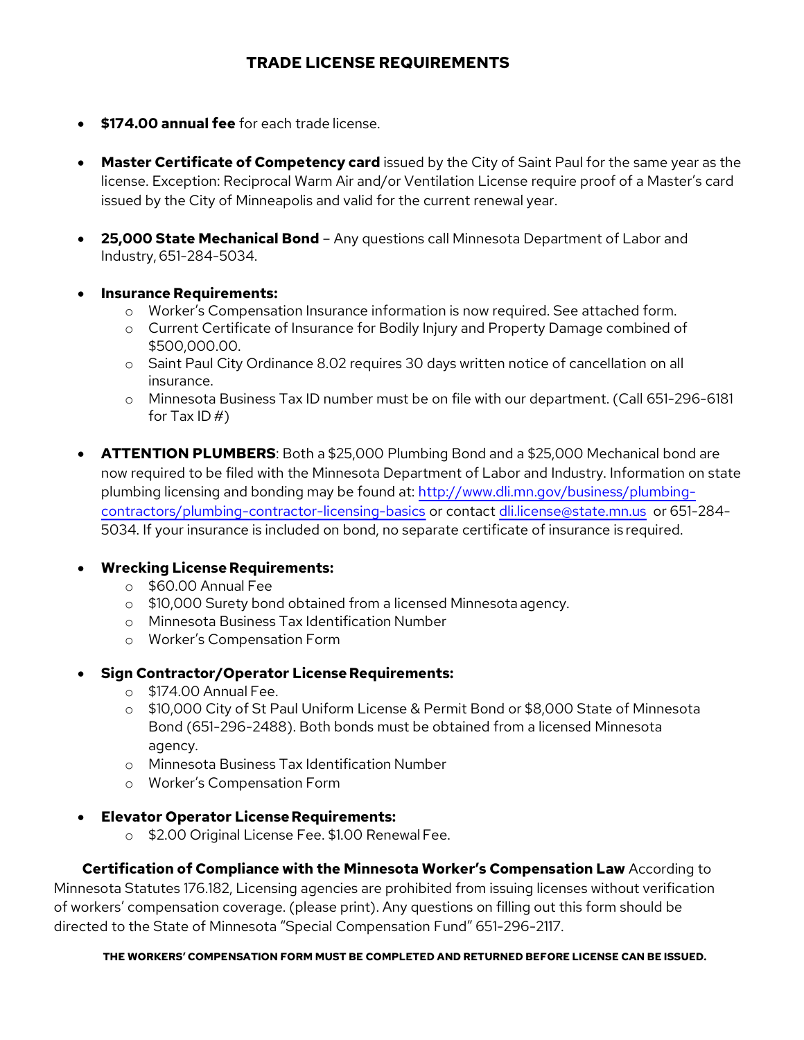# TRADE LICENSE REQUIREMENTS

- **$174.00 annual fee** for each trade license.
- **Master Certificate of Competency card** issued by the City of Saint Paul for the same year as the license. Exception: Reciprocal Warm Air and/or Ventilation License require proof of a Master's card issued by the City of Minneapolis and valid for the current renewal year.
- **25,000 State Mechanical Bond** – Any questions call Minnesota Department of Labor and Industry, 651-284-5034.
- **Insurance Requirements:**
  - Worker's Compensation Insurance information is now required. See attached form.
  - Current Certificate of Insurance for Bodily Injury and Property Damage combined of $500,000.00.
  - Saint Paul City Ordinance 8.02 requires 30 days written notice of cancellation on all insurance.
  - Minnesota Business Tax ID number must be on file with our department. (Call 651-296-6181 for Tax ID #)
- **ATTENTION PLUMBERS**: Both a $25,000 Plumbing Bond and a $25,000 Mechanical bond are now required to be filed with the Minnesota Department of Labor and Industry. Information on state plumbing licensing and bonding may be found at: http://www.dli.mn.gov/business/plumbing-contractors/plumbing-contractor-licensing-basics or contact dli.license@state.mn.us or 651-284-5034. If your insurance is included on bond, no separate certificate of insurance is required.
- **Wrecking License Requirements:**
  - $60.00 Annual Fee
  - $10,000 Surety bond obtained from a licensed Minnesota agency.
  - Minnesota Business Tax Identification Number
  - Worker's Compensation Form
- **Sign Contractor/Operator License Requirements:**
  - $174.00 Annual Fee.
  - $10,000 City of St Paul Uniform License & Permit Bond or $8,000 State of Minnesota Bond (651-296-2488). Both bonds must be obtained from a licensed Minnesota agency.
  - Minnesota Business Tax Identification Number
  - Worker's Compensation Form
- **Elevator Operator License Requirements:**
  - $2.00 Original License Fee. $1.00 Renewal Fee.

**Certification of Compliance with the Minnesota Worker's Compensation Law** According to Minnesota Statutes 176.182, Licensing agencies are prohibited from issuing licenses without verification of workers' compensation coverage. (please print). Any questions on filling out this form should be directed to the State of Minnesota "Special Compensation Fund" 651-296-2117.

**THE WORKERS' COMPENSATION FORM MUST BE COMPLETED AND RETURNED BEFORE LICENSE CAN BE ISSUED.**